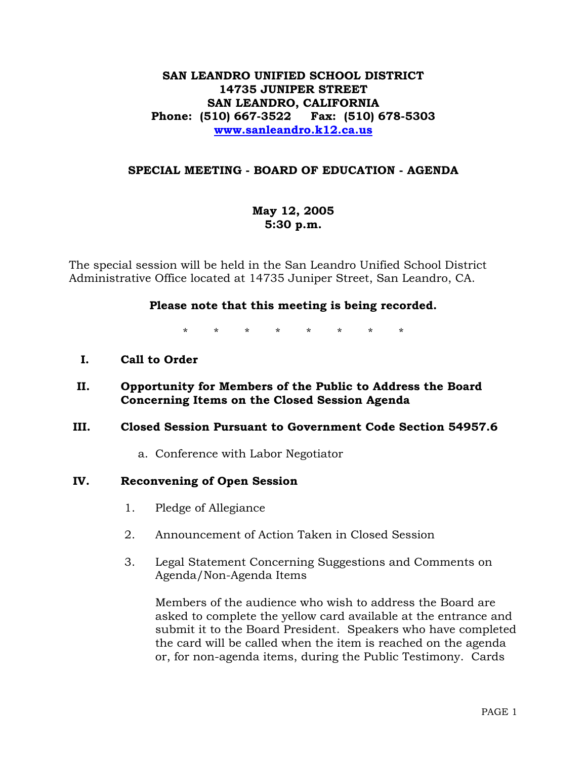**SAN LEANDRO UNIFIED SCHOOL DISTRICT**
**14735 JUNIPER STREET**
**SAN LEANDRO, CALIFORNIA**
**Phone: (510) 667-3522 Fax: (510) 678-5303**
**[www.sanleandro.k12.ca.us](http://www.sanleandro.k12.ca.us)**

## SPECIAL MEETING - BOARD OF EDUCATION - AGENDA

**May 12, 2005**
**5:30 p.m.**

The special session will be held in the San Leandro Unified School District Administrative Office located at 14735 Juniper Street, San Leandro, CA.

**Please note that this meeting is being recorded.**

\* \* \* \* \* \* \* \*

**I. Call to Order**

**II. Opportunity for Members of the Public to Address the Board Concerning Items on the Closed Session Agenda**

**III. Closed Session Pursuant to Government Code Section 54957.6**

a. Conference with Labor Negotiator

**IV. Reconvening of Open Session**

1. Pledge of Allegiance
2. Announcement of Action Taken in Closed Session
3. Legal Statement Concerning Suggestions and Comments on Agenda/Non-Agenda Items

   Members of the audience who wish to address the Board are asked to complete the yellow card available at the entrance and submit it to the Board President. Speakers who have completed the card will be called when the item is reached on the agenda or, for non-agenda items, during the Public Testimony. Cards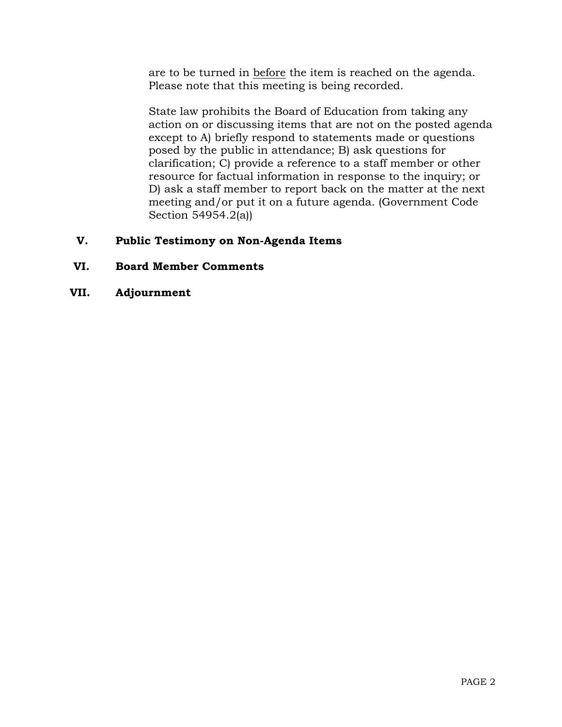are to be turned in <u>before</u> the item is reached on the agenda. Please note that this meeting is being recorded.

State law prohibits the Board of Education from taking any action on or discussing items that are not on the posted agenda except to A) briefly respond to statements made or questions posed by the public in attendance; B) ask questions for clarification; C) provide a reference to a staff member or other resource for factual information in response to the inquiry; or D) ask a staff member to report back on the matter at the next meeting and/or put it on a future agenda. (Government Code Section 54954.2(a))

## V. Public Testimony on Non-Agenda Items

## VI. Board Member Comments

## VII. Adjournment